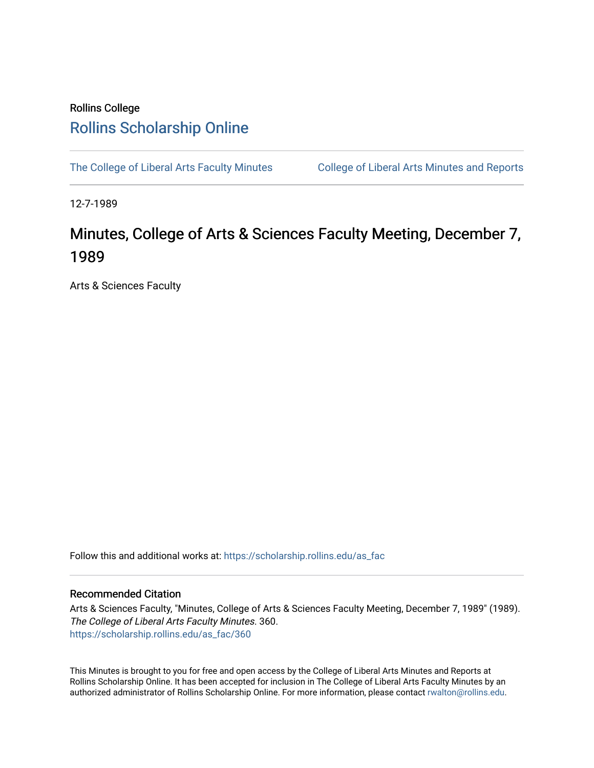Rollins College

# Rollins Scholarship Online

The College of Liberal Arts Faculty Minutes | College of Liberal Arts Minutes and Reports

12-7-1989

# Minutes, College of Arts & Sciences Faculty Meeting, December 7, 1989

Arts & Sciences Faculty

Follow this and additional works at: https://scholarship.rollins.edu/as_fac

## Recommended Citation

Arts & Sciences Faculty, "Minutes, College of Arts & Sciences Faculty Meeting, December 7, 1989" (1989). *The College of Liberal Arts Faculty Minutes*. 360.
https://scholarship.rollins.edu/as_fac/360

This Minutes is brought to you for free and open access by the College of Liberal Arts Minutes and Reports at Rollins Scholarship Online. It has been accepted for inclusion in The College of Liberal Arts Faculty Minutes by an authorized administrator of Rollins Scholarship Online. For more information, please contact rwalton@rollins.edu.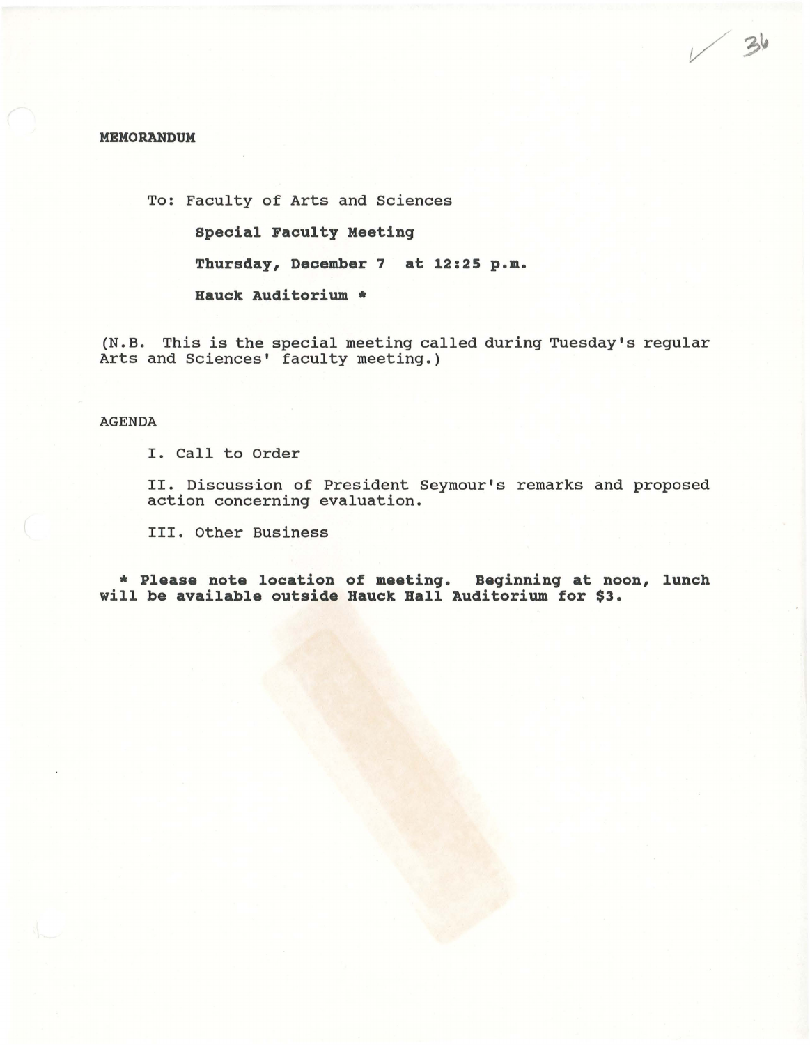**MEMORANDUM**

To: Faculty of Arts and Sciences

**Special Faculty Meeting**

**Thursday, December 7 at 12:25 p.m.**

**Hauck Auditorium ***

(N.B. This is the special meeting called during Tuesday's regular Arts and Sciences' faculty meeting.)

AGENDA

I. Call to Order

II. Discussion of President Seymour's remarks and proposed action concerning evaluation.

III. Other Business

*** Please note location of meeting. Beginning at noon, lunch will be available outside Hauck Hall Auditorium for $3.**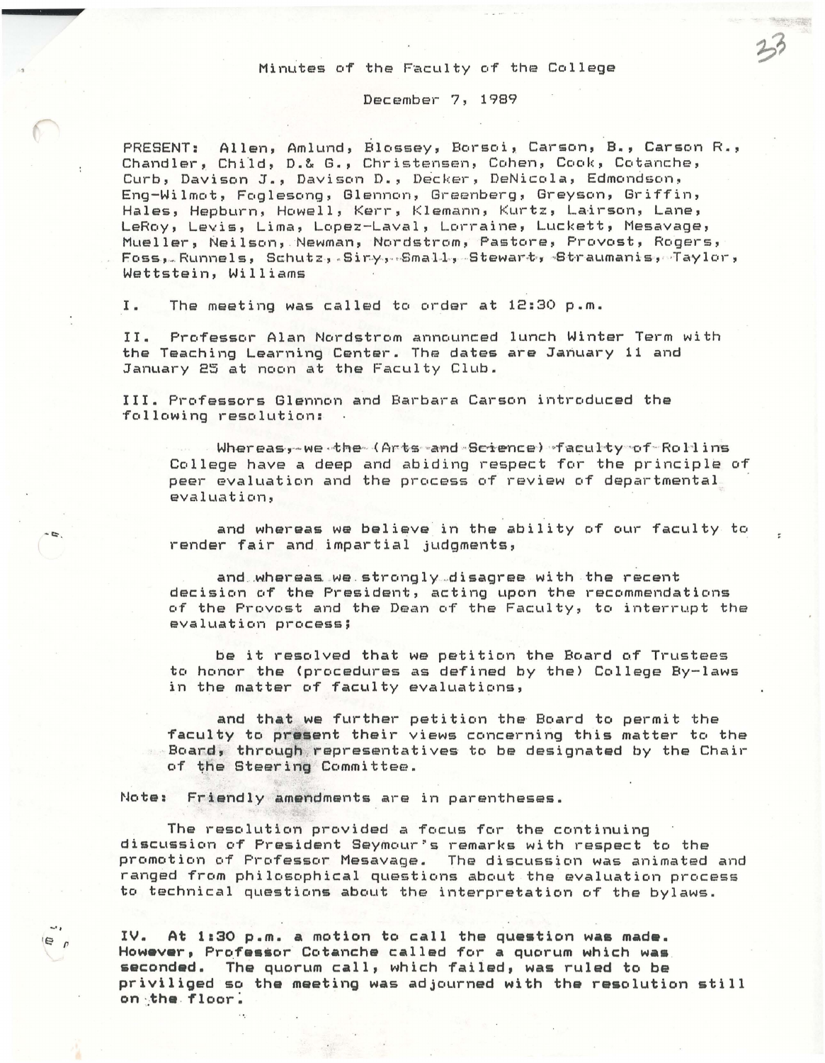Minutes of the Faculty of the College

December 7, 1989

PRESENT: Allen, Amlund, Blossey, Borsoi, Carson, B., Carson R., Chandler, Child, D.& G., Christensen, Cohen, Cook, Cotanche, Curb, Davison J., Davison D., Decker, DeNicola, Edmondson, Eng-Wilmot, Foglesong, Glennon, Greenberg, Greyson, Griffin, Hales, Hepburn, Howell, Kerr, Klemann, Kurtz, Lairson, Lane, LeRoy, Levis, Lima, Lopez-Laval, Lorraine, Luckett, Mesavage, Mueller, Neilson, Newman, Nordstrom, Pastore, Provost, Rogers, Foss, Runnels, Schutz, Siry, Small, Stewart, Straumanis, Taylor, Wettstein, Williams

I. The meeting was called to order at 12:30 p.m.

II. Professor Alan Nordstrom announced lunch Winter Term with the Teaching Learning Center. The dates are January 11 and January 25 at noon at the Faculty Club.

III. Professors Glennon and Barbara Carson introduced the following resolution:

> Whereas, we the (Arts and Science) faculty of Rollins College have a deep and abiding respect for the principle of peer evaluation and the process of review of departmental evaluation,
>
> and whereas we believe in the ability of our faculty to render fair and impartial judgments,
>
> and whereas we strongly disagree with the recent decision of the President, acting upon the recommendations of the Provost and the Dean of the Faculty, to interrupt the evaluation process;
>
> be it resolved that we petition the Board of Trustees to honor the (procedures as defined by the) College By-laws in the matter of faculty evaluations,
>
> and that we further petition the Board to permit the faculty to present their views concerning this matter to the Board, through representatives to be designated by the Chair of the Steering Committee.

Note: Friendly amendments are in parentheses.

The resolution provided a focus for the continuing discussion of President Seymour's remarks with respect to the promotion of Professor Mesavage. The discussion was animated and ranged from philosophical questions about the evaluation process to technical questions about the interpretation of the bylaws.

IV. At 1:30 p.m. a motion to call the question was made. However, Professor Cotanche called for a quorum which was seconded. The quorum call, which failed, was ruled to be priviliged so the meeting was adjourned with the resolution still on the floor.